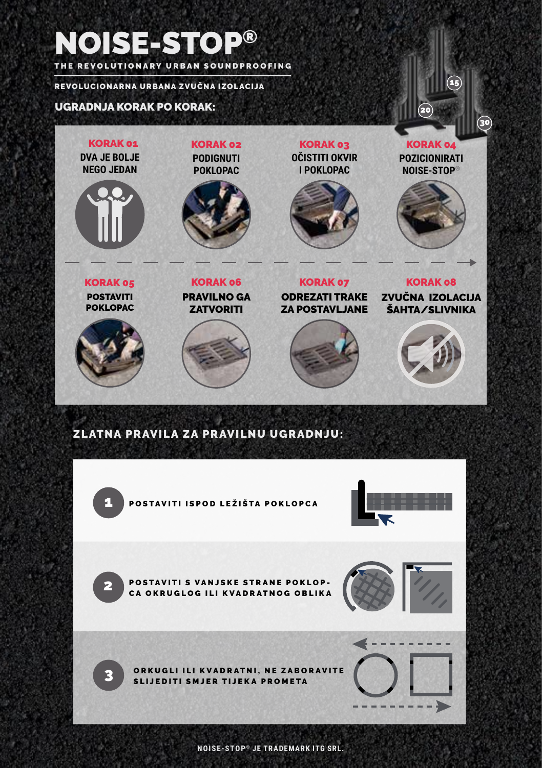# NOISE-STOP®

**THE REVOLUTIONARY URBAN SOUNDPROOFING**

**REVOLUCIONARNA URBANA ZVUČNA IZOLACIJA**

## UGRADNJA KORAK PO KORAK:

15 20 30

**KORAK 01**
DVA JE BOLJE NEGO JEDAN

**KORAK 02**
PODIGNUTI POKLOPAC

**KORAK 03**
OČISTITI OKVIR I POKLOPAC

**KORAK 04**
POZICIONIRATI NOISE-STOP®

**KORAK 05**
POSTAVITI POKLOPAC

**KORAK 06**
PRAVILNO GA ZATVORITI

**KORAK 07**
ODREZATI TRAKE ZA POSTAVLJANE

**KORAK 08**
ZVUČNA IZOLACIJA ŠAHTA/SLIVNIKA

## ZLATNA PRAVILA ZA PRAVILNU UGRADNJU:

1. POSTAVITI ISPOD LEŽIŠTA POKLOPCA
2. POSTAVITI S VANJSKE STRANE POKLOPCA OKRUGLOG ILI KVADRATNOG OBLIKA
3. ORKUGLI ILI KVADRATNI, NE ZABORAVITE SLIJEDITI SMJER TIJEKA PROMETA

NOISE-STOP® JE TRADEMARK ITG SRL.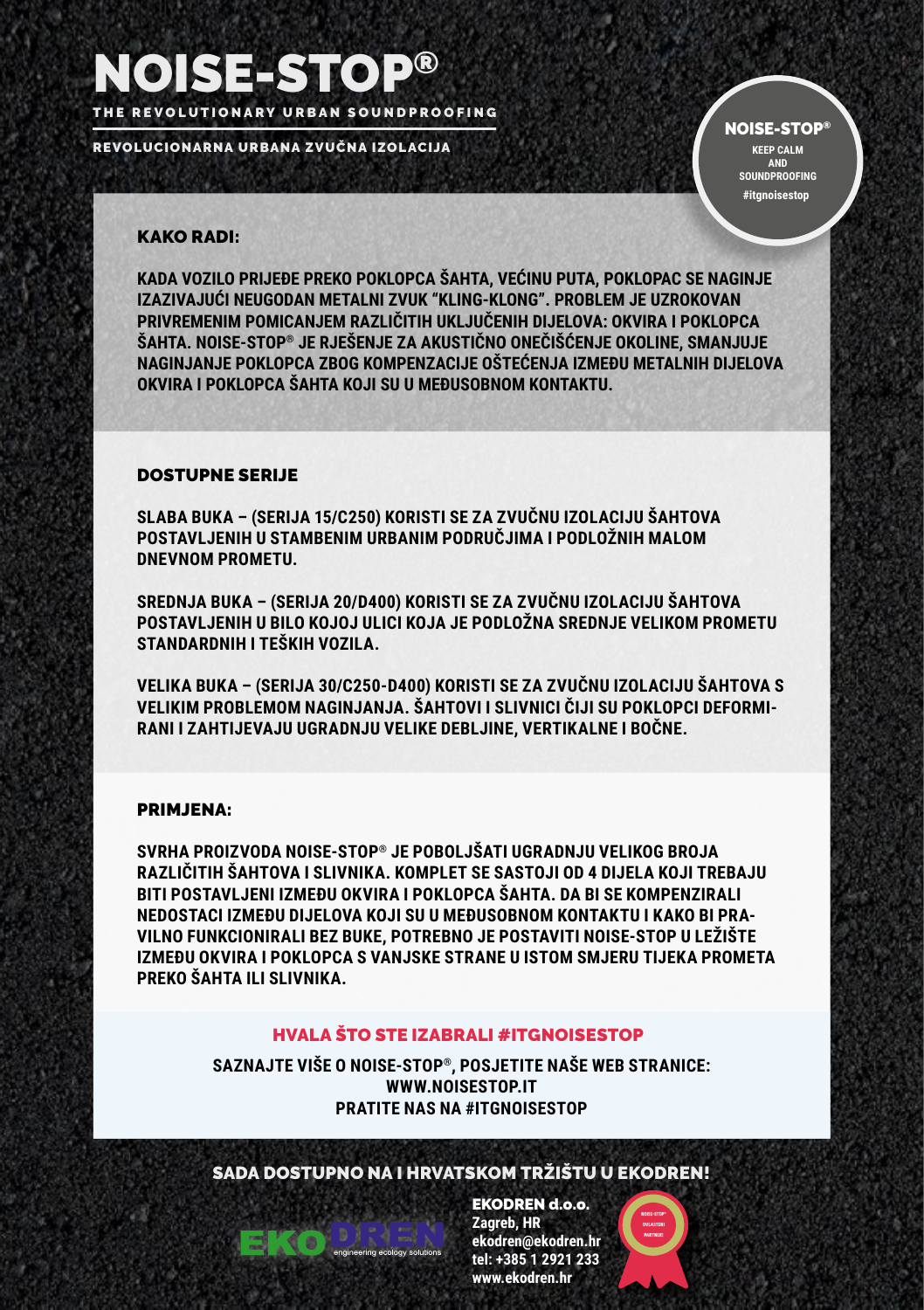# NOISE-STOP®

THE REVOLUTIONARY URBAN SOUNDPROOFING

REVOLUCIONARNA URBANA ZVUČNA IZOLACIJA

NOISE-STOP®
KEEP CALM
AND
SOUNDPROOFING
#itgnoisestop

## KAKO RADI:

KADA VOZILO PRIJEĐE PREKO POKLOPCA ŠAHTA, VEĆINU PUTA, POKLOPAC SE NAGINJE IZAZIVAJUĆI NEUGODAN METALNI ZVUK “KLING-KLONG”. PROBLEM JE UZROKOVAN PRIVREMENIM POMICANJEM RAZLIČITIH UKLJUČENIH DIJELOVA: OKVIRA I POKLOPCA ŠAHTA. NOISE-STOP® JE RJEŠENJE ZA AKUSTIČNO ONEČIŠĆENJE OKOLINE, SMANJUJE NAGINJANJE POKLOPCA ZBOG KOMPENZACIJE OŠTEĆENJA IZMEĐU METALNIH DIJELOVA OKVIRA I POKLOPCA ŠAHTA KOJI SU U MEĐUSOBNOM KONTAKTU.

## DOSTUPNE SERIJE

SLABA BUKA – (SERIJA 15/C250) KORISTI SE ZA ZVUČNU IZOLACIJU ŠAHTOVA POSTAVLJENIH U STAMBENIM URBANIM PODRUČJIMA I PODLOŽNIH MALOM DNEVNOM PROMETU.

SREDNJA BUKA – (SERIJA 20/D400) KORISTI SE ZA ZVUČNU IZOLACIJU ŠAHTOVA POSTAVLJENIH U BILO KOJOJ ULICI KOJA JE PODLOŽNA SREDNJE VELIKOM PROMETU STANDARDNIH I TEŠKIH VOZILA.

VELIKA BUKA – (SERIJA 30/C250-D400) KORISTI SE ZA ZVUČNU IZOLACIJU ŠAHTOVA S VELIKIM PROBLEMOM NAGINJANJA. ŠAHTOVI I SLIVNICI ČIJI SU POKLOPCI DEFORMIRANI I ZAHTIJEVAJU UGRADNJU VELIKE DEBLJINE, VERTIKALNE I BOČNE.

## PRIMJENA:

SVRHA PROIZVODA NOISE-STOP® JE POBOLJŠATI UGRADNJU VELIKOG BROJA RAZLIČITIH ŠAHTOVA I SLIVNIKA. KOMPLET SE SASTOJI OD 4 DIJELA KOJI TREBAJU BITI POSTAVLJENI IZMEĐU OKVIRA I POKLOPCA ŠAHTA. DA BI SE KOMPENZIRALI NEDOSTACI IZMEĐU DIJELOVA KOJI SU U MEĐUSOBNOM KONTAKTU I KAKO BI PRAVILNO FUNKCIONIRALI BEZ BUKE, POTREBNO JE POSTAVITI NOISE-STOP U LEŽIŠTE IZMEĐU OKVIRA I POKLOPCA S VANJSKE STRANE U ISTOM SMJERU TIJEKA PROMETA PREKO ŠAHTA ILI SLIVNIKA.

**HVALA ŠTO STE IZABRALI #ITGNOISESTOP**

SAZNAJTE VIŠE O NOISE-STOP®, POSJETITE NAŠE WEB STRANICE:
WWW.NOISESTOP.IT
PRATITE NAS NA #ITGNOISESTOP

**SADA DOSTUPNO NA I HRVATSKOM TRŽIŠTU U EKODREN!**

EKODREN
engineering ecology solutions

**EKODREN d.o.o.**
Zagreb, HR
ekodren@ekodren.hr
tel: +385 1 2921 233
www.ekodren.hr

NOISE-STOP®
OVLAŠTENI
PARTNER